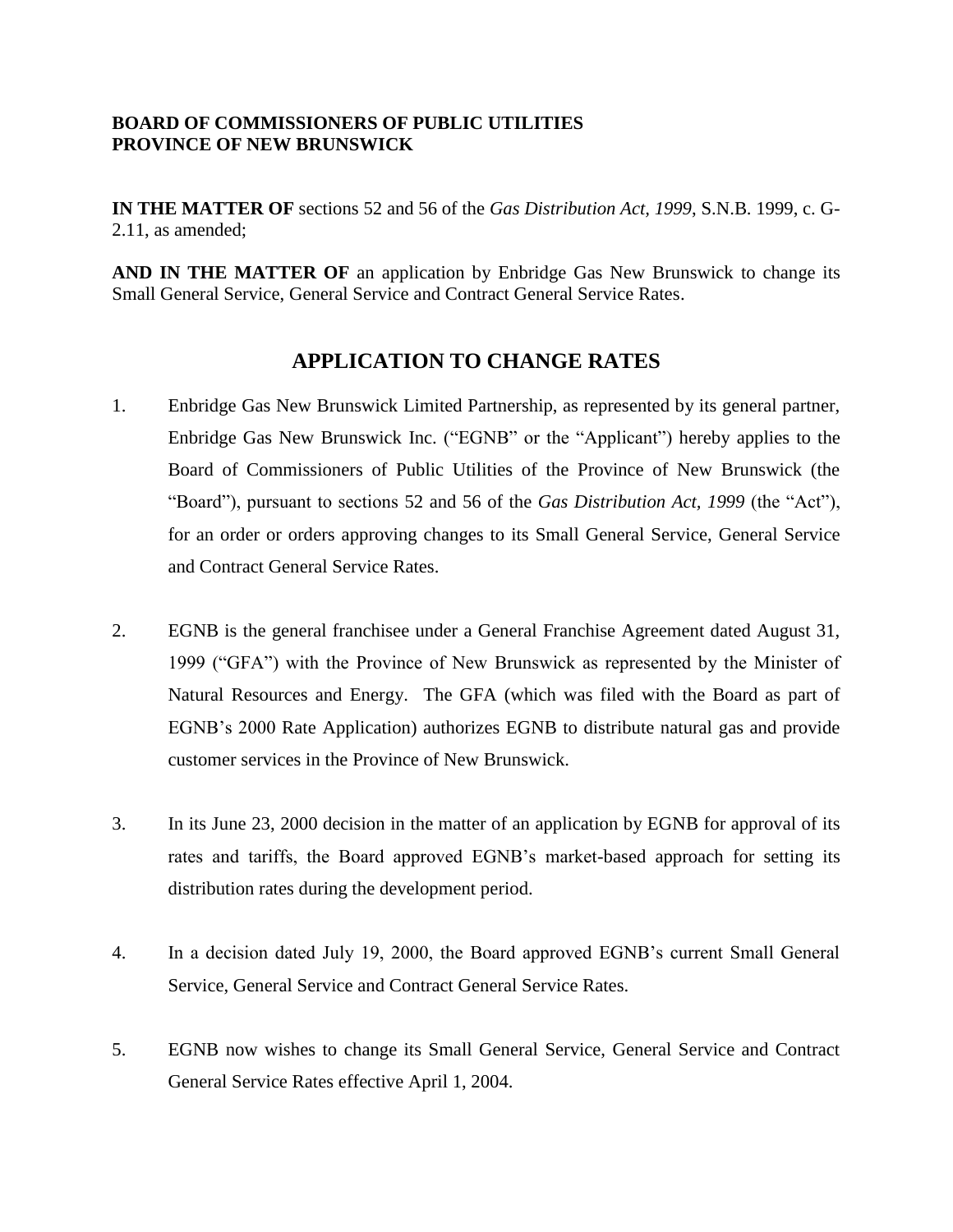**BOARD OF COMMISSIONERS OF PUBLIC UTILITIES**
**PROVINCE OF NEW BRUNSWICK**

**IN THE MATTER OF** sections 52 and 56 of the *Gas Distribution Act, 1999*, S.N.B. 1999, c. G-2.11, as amended;

**AND IN THE MATTER OF** an application by Enbridge Gas New Brunswick to change its Small General Service, General Service and Contract General Service Rates.

## APPLICATION TO CHANGE RATES

1. Enbridge Gas New Brunswick Limited Partnership, as represented by its general partner, Enbridge Gas New Brunswick Inc. ("EGNB" or the "Applicant") hereby applies to the Board of Commissioners of Public Utilities of the Province of New Brunswick (the "Board"), pursuant to sections 52 and 56 of the *Gas Distribution Act, 1999* (the "Act"), for an order or orders approving changes to its Small General Service, General Service and Contract General Service Rates.

2. EGNB is the general franchisee under a General Franchise Agreement dated August 31, 1999 ("GFA") with the Province of New Brunswick as represented by the Minister of Natural Resources and Energy. The GFA (which was filed with the Board as part of EGNB's 2000 Rate Application) authorizes EGNB to distribute natural gas and provide customer services in the Province of New Brunswick.

3. In its June 23, 2000 decision in the matter of an application by EGNB for approval of its rates and tariffs, the Board approved EGNB's market-based approach for setting its distribution rates during the development period.

4. In a decision dated July 19, 2000, the Board approved EGNB's current Small General Service, General Service and Contract General Service Rates.

5. EGNB now wishes to change its Small General Service, General Service and Contract General Service Rates effective April 1, 2004.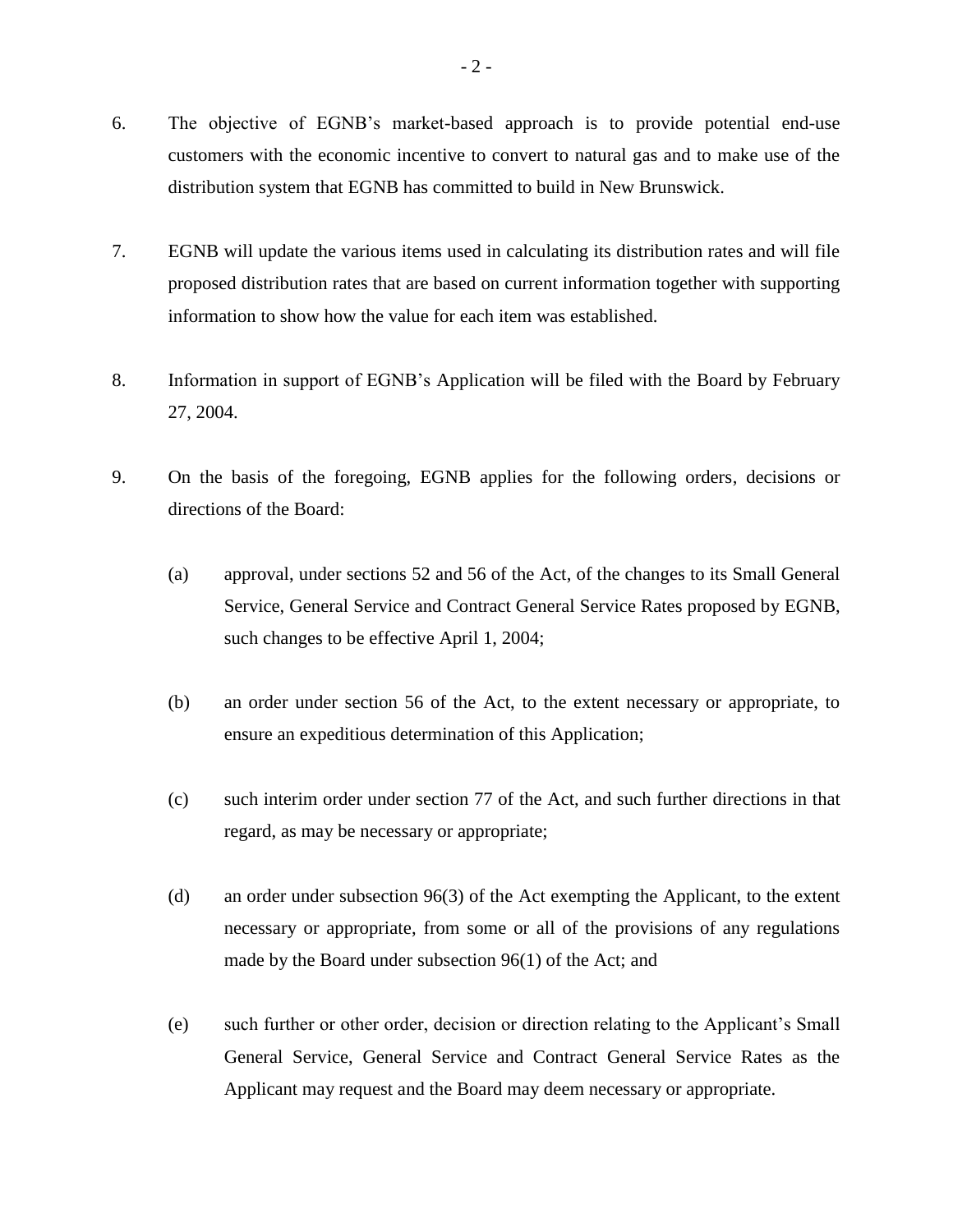6. The objective of EGNB's market-based approach is to provide potential end-use customers with the economic incentive to convert to natural gas and to make use of the distribution system that EGNB has committed to build in New Brunswick.

7. EGNB will update the various items used in calculating its distribution rates and will file proposed distribution rates that are based on current information together with supporting information to show how the value for each item was established.

8. Information in support of EGNB's Application will be filed with the Board by February 27, 2004.

9. On the basis of the foregoing, EGNB applies for the following orders, decisions or directions of the Board:

   (a) approval, under sections 52 and 56 of the Act, of the changes to its Small General Service, General Service and Contract General Service Rates proposed by EGNB, such changes to be effective April 1, 2004;

   (b) an order under section 56 of the Act, to the extent necessary or appropriate, to ensure an expeditious determination of this Application;

   (c) such interim order under section 77 of the Act, and such further directions in that regard, as may be necessary or appropriate;

   (d) an order under subsection 96(3) of the Act exempting the Applicant, to the extent necessary or appropriate, from some or all of the provisions of any regulations made by the Board under subsection 96(1) of the Act; and

   (e) such further or other order, decision or direction relating to the Applicant's Small General Service, General Service and Contract General Service Rates as the Applicant may request and the Board may deem necessary or appropriate.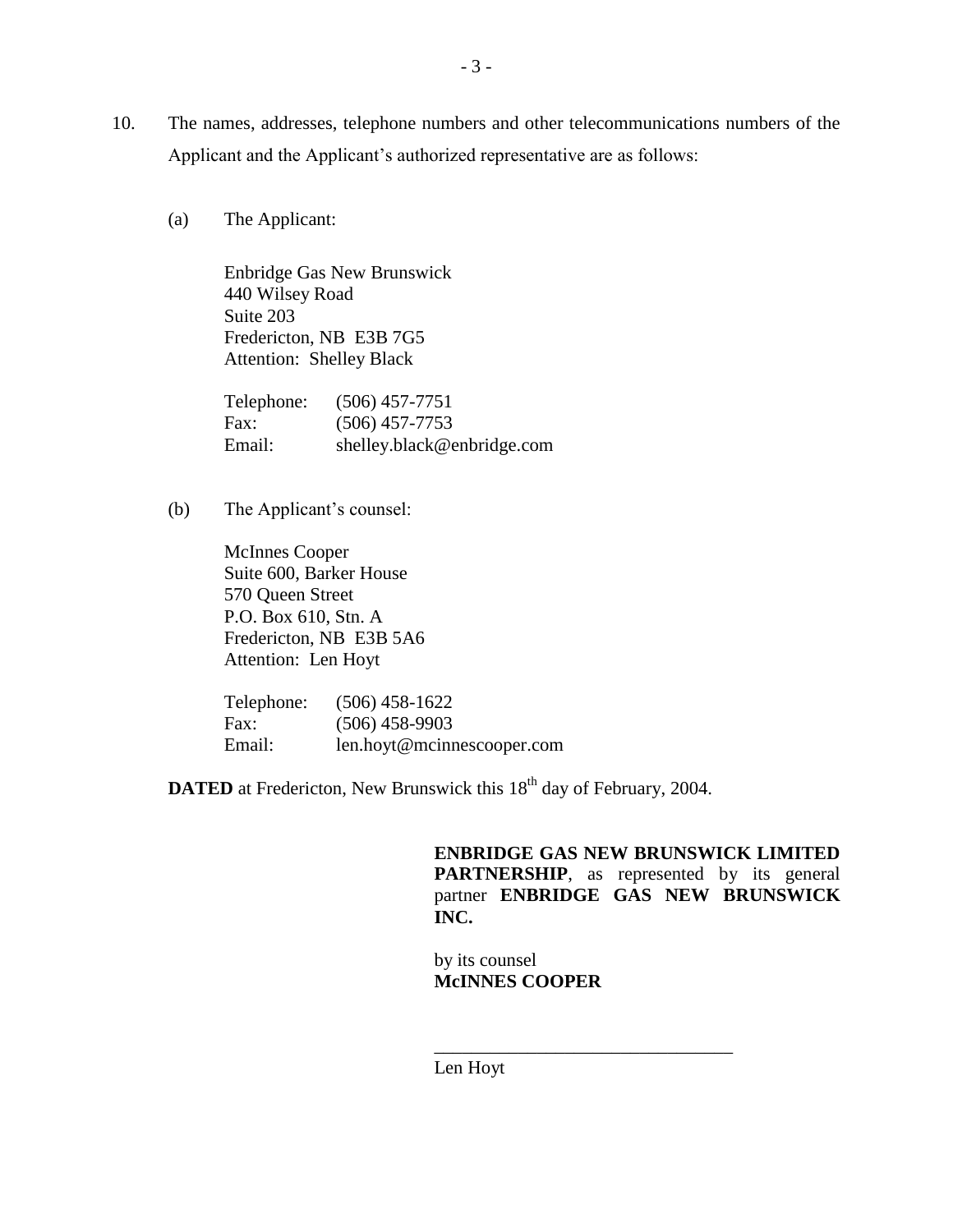10. The names, addresses, telephone numbers and other telecommunications numbers of the Applicant and the Applicant's authorized representative are as follows:

 (a) The Applicant:

 Enbridge Gas New Brunswick
 440 Wilsey Road
 Suite 203
 Fredericton, NB E3B 7G5
 Attention: Shelley Black

 Telephone: (506) 457-7751
 Fax: (506) 457-7753
 Email: shelley.black@enbridge.com

 (b) The Applicant's counsel:

 McInnes Cooper
 Suite 600, Barker House
 570 Queen Street
 P.O. Box 610, Stn. A
 Fredericton, NB E3B 5A6
 Attention: Len Hoyt

 Telephone: (506) 458-1622
 Fax: (506) 458-9903
 Email: len.hoyt@mcinnescooper.com

**DATED** at Fredericton, New Brunswick this 18th day of February, 2004.

**ENBRIDGE GAS NEW BRUNSWICK LIMITED PARTNERSHIP**, as represented by its general partner **ENBRIDGE GAS NEW BRUNSWICK INC.**

by its counsel
**McINNES COOPER**

________________________________
Len Hoyt